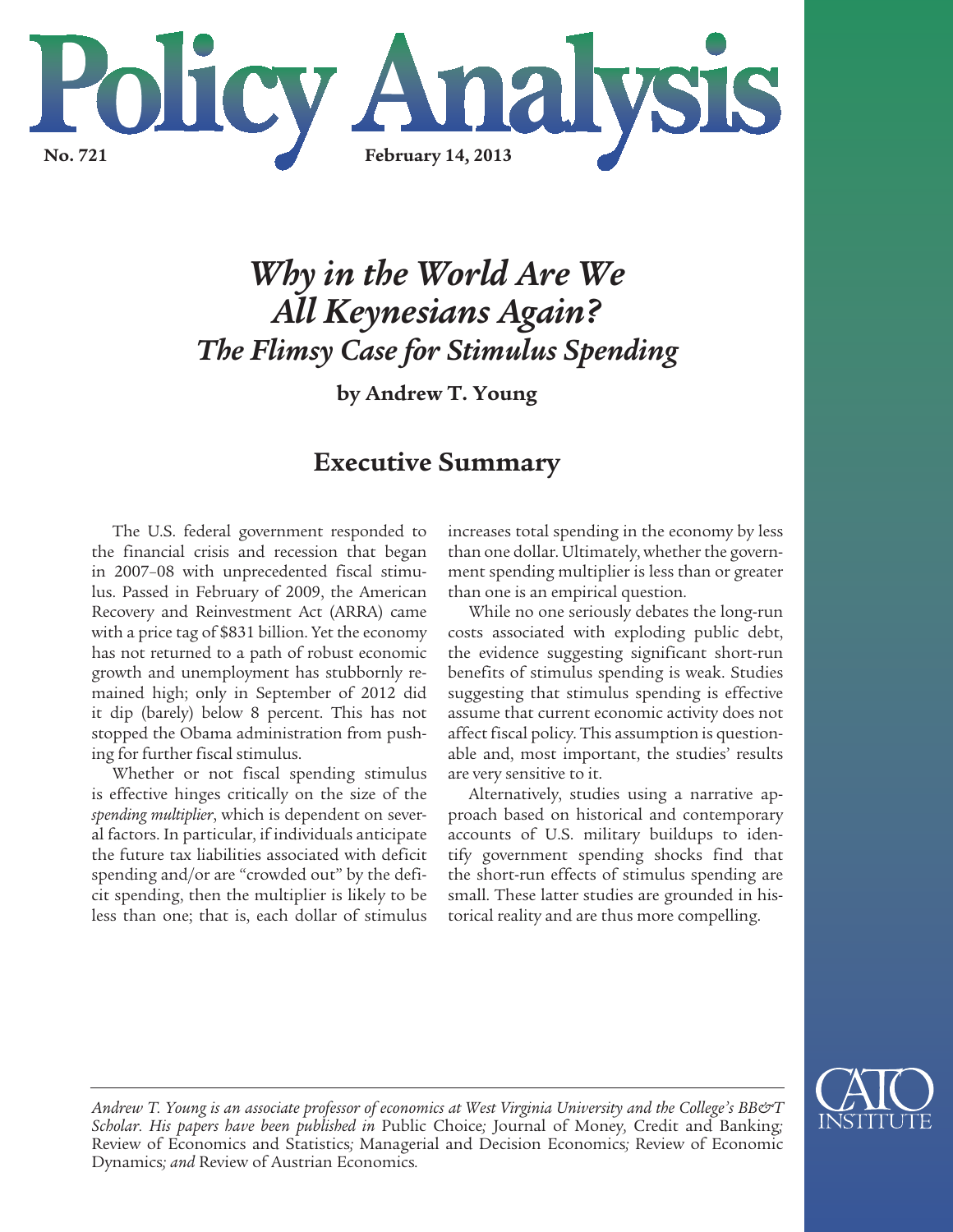# Policy Analysis

**No. 721** **February 14, 2013**

# *Why in the World Are We All Keynesians Again? The Flimsy Case for Stimulus Spending*

**by Andrew T. Young**

## Executive Summary

The U.S. federal government responded to the financial crisis and recession that began in 2007–08 with unprecedented fiscal stimulus. Passed in February of 2009, the American Recovery and Reinvestment Act (ARRA) came with a price tag of $831 billion. Yet the economy has not returned to a path of robust economic growth and unemployment has stubbornly remained high; only in September of 2012 did it dip (barely) below 8 percent. This has not stopped the Obama administration from pushing for further fiscal stimulus.

Whether or not fiscal spending stimulus is effective hinges critically on the size of the *spending multiplier*, which is dependent on several factors. In particular, if individuals anticipate the future tax liabilities associated with deficit spending and/or are "crowded out" by the deficit spending, then the multiplier is likely to be less than one; that is, each dollar of stimulus increases total spending in the economy by less than one dollar. Ultimately, whether the government spending multiplier is less than or greater than one is an empirical question.

While no one seriously debates the long-run costs associated with exploding public debt, the evidence suggesting significant short-run benefits of stimulus spending is weak. Studies suggesting that stimulus spending is effective assume that current economic activity does not affect fiscal policy. This assumption is questionable and, most important, the studies' results are very sensitive to it.

Alternatively, studies using a narrative approach based on historical and contemporary accounts of U.S. military buildups to identify government spending shocks find that the short-run effects of stimulus spending are small. These latter studies are grounded in historical reality and are thus more compelling.

---

*Andrew T. Young is an associate professor of economics at West Virginia University and the College's BB&T Scholar. His papers have been published in* Public Choice*;* Journal of Money, Credit and Banking*;* Review of Economics and Statistics*;* Managerial and Decision Economics*;* Review of Economic Dynamics*; and* Review of Austrian Economics*.*

CATO INSTITUTE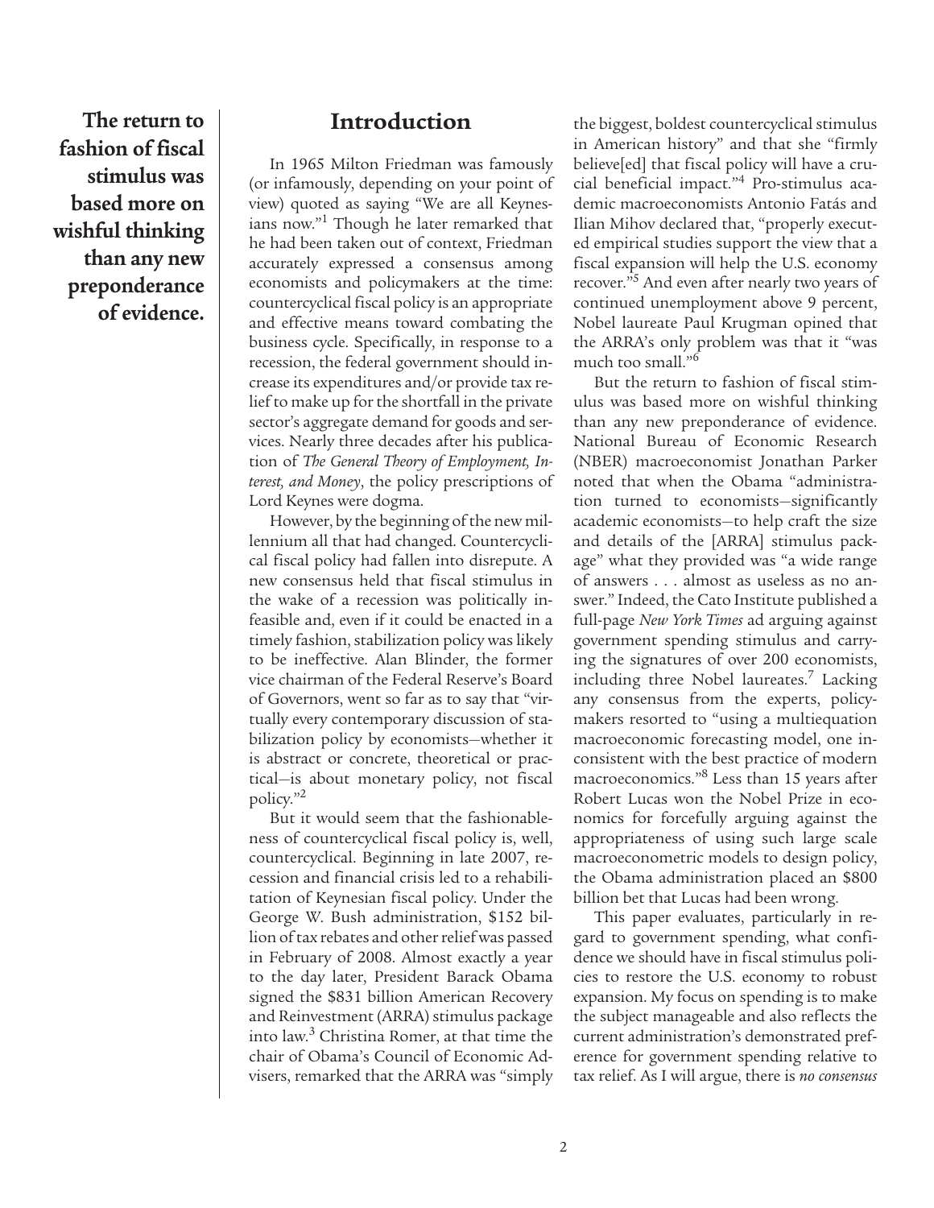**The return to fashion of fiscal stimulus was based more on wishful thinking than any new preponderance of evidence.**

## Introduction

In 1965 Milton Friedman was famously (or infamously, depending on your point of view) quoted as saying "We are all Keynesians now."[1] Though he later remarked that he had been taken out of context, Friedman accurately expressed a consensus among economists and policymakers at the time: countercyclical fiscal policy is an appropriate and effective means toward combating the business cycle. Specifically, in response to a recession, the federal government should increase its expenditures and/or provide tax relief to make up for the shortfall in the private sector's aggregate demand for goods and services. Nearly three decades after his publication of *The General Theory of Employment, Interest, and Money*, the policy prescriptions of Lord Keynes were dogma.

However, by the beginning of the new millennium all that had changed. Countercyclical fiscal policy had fallen into disrepute. A new consensus held that fiscal stimulus in the wake of a recession was politically infeasible and, even if it could be enacted in a timely fashion, stabilization policy was likely to be ineffective. Alan Blinder, the former vice chairman of the Federal Reserve's Board of Governors, went so far as to say that "virtually every contemporary discussion of stabilization policy by economists—whether it is abstract or concrete, theoretical or practical—is about monetary policy, not fiscal policy."[2]

But it would seem that the fashionableness of countercyclical fiscal policy is, well, countercyclical. Beginning in late 2007, recession and financial crisis led to a rehabilitation of Keynesian fiscal policy. Under the George W. Bush administration, $152 billion of tax rebates and other relief was passed in February of 2008. Almost exactly a year to the day later, President Barack Obama signed the $831 billion American Recovery and Reinvestment (ARRA) stimulus package into law.[3] Christina Romer, at that time the chair of Obama's Council of Economic Advisers, remarked that the ARRA was "simply the biggest, boldest countercyclical stimulus in American history" and that she "firmly believe[ed] that fiscal policy will have a crucial beneficial impact."[4] Pro-stimulus academic macroeconomists Antonio Fatás and Ilian Mihov declared that, "properly executed empirical studies support the view that a fiscal expansion will help the U.S. economy recover."[5] And even after nearly two years of continued unemployment above 9 percent, Nobel laureate Paul Krugman opined that the ARRA's only problem was that it "was much too small."[6]

But the return to fashion of fiscal stimulus was based more on wishful thinking than any new preponderance of evidence. National Bureau of Economic Research (NBER) macroeconomist Jonathan Parker noted that when the Obama "administration turned to economists—significantly academic economists—to help craft the size and details of the [ARRA] stimulus package" what they provided was "a wide range of answers . . . almost as useless as no answer." Indeed, the Cato Institute published a full-page *New York Times* ad arguing against government spending stimulus and carrying the signatures of over 200 economists, including three Nobel laureates.[7] Lacking any consensus from the experts, policymakers resorted to "using a multiequation macroeconomic forecasting model, one inconsistent with the best practice of modern macroeconomics."[8] Less than 15 years after Robert Lucas won the Nobel Prize in economics for forcefully arguing against the appropriateness of using such large scale macroeconometric models to design policy, the Obama administration placed an $800 billion bet that Lucas had been wrong.

This paper evaluates, particularly in regard to government spending, what confidence we should have in fiscal stimulus policies to restore the U.S. economy to robust expansion. My focus on spending is to make the subject manageable and also reflects the current administration's demonstrated preference for government spending relative to tax relief. As I will argue, there is *no consensus*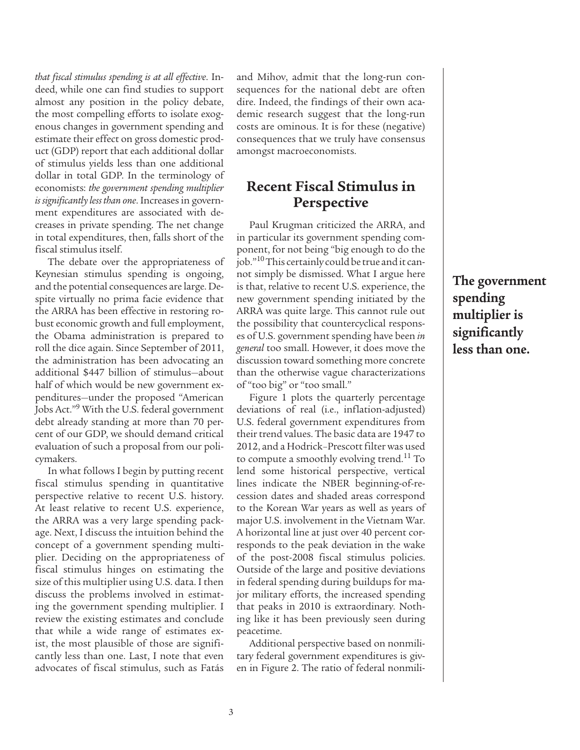*that fiscal stimulus spending is at all effective*. Indeed, while one can find studies to support almost any position in the policy debate, the most compelling efforts to isolate exogenous changes in government spending and estimate their effect on gross domestic product (GDP) report that each additional dollar of stimulus yields less than one additional dollar in total GDP. In the terminology of economists: *the government spending multiplier is significantly less than one*. Increases in government expenditures are associated with decreases in private spending. The net change in total expenditures, then, falls short of the fiscal stimulus itself.

The debate over the appropriateness of Keynesian stimulus spending is ongoing, and the potential consequences are large. Despite virtually no prima facie evidence that the ARRA has been effective in restoring robust economic growth and full employment, the Obama administration is prepared to roll the dice again. Since September of 2011, the administration has been advocating an additional $447 billion of stimulus—about half of which would be new government expenditures—under the proposed "American Jobs Act."[9] With the U.S. federal government debt already standing at more than 70 percent of our GDP, we should demand critical evaluation of such a proposal from our policymakers.

In what follows I begin by putting recent fiscal stimulus spending in quantitative perspective relative to recent U.S. history. At least relative to recent U.S. experience, the ARRA was a very large spending package. Next, I discuss the intuition behind the concept of a government spending multiplier. Deciding on the appropriateness of fiscal stimulus hinges on estimating the size of this multiplier using U.S. data. I then discuss the problems involved in estimating the government spending multiplier. I review the existing estimates and conclude that while a wide range of estimates exist, the most plausible of those are significantly less than one. Last, I note that even advocates of fiscal stimulus, such as Fatás and Mihov, admit that the long-run consequences for the national debt are often dire. Indeed, the findings of their own academic research suggest that the long-run costs are ominous. It is for these (negative) consequences that we truly have consensus amongst macroeconomists.

## Recent Fiscal Stimulus in Perspective

Paul Krugman criticized the ARRA, and in particular its government spending component, for not being "big enough to do the job."[10] This certainly could be true and it cannot simply be dismissed. What I argue here is that, relative to recent U.S. experience, the new government spending initiated by the ARRA was quite large. This cannot rule out the possibility that countercyclical responses of U.S. government spending have been *in general* too small. However, it does move the discussion toward something more concrete than the otherwise vague characterizations of "too big" or "too small."

**The government spending multiplier is significantly less than one.**

Figure 1 plots the quarterly percentage deviations of real (i.e., inflation-adjusted) U.S. federal government expenditures from their trend values. The basic data are 1947 to 2012, and a Hodrick–Prescott filter was used to compute a smoothly evolving trend.[11] To lend some historical perspective, vertical lines indicate the NBER beginning-of-recession dates and shaded areas correspond to the Korean War years as well as years of major U.S. involvement in the Vietnam War. A horizontal line at just over 40 percent corresponds to the peak deviation in the wake of the post-2008 fiscal stimulus policies. Outside of the large and positive deviations in federal spending during buildups for major military efforts, the increased spending that peaks in 2010 is extraordinary. Nothing like it has been previously seen during peacetime.

Additional perspective based on nonmilitary federal government expenditures is given in Figure 2. The ratio of federal nonmili-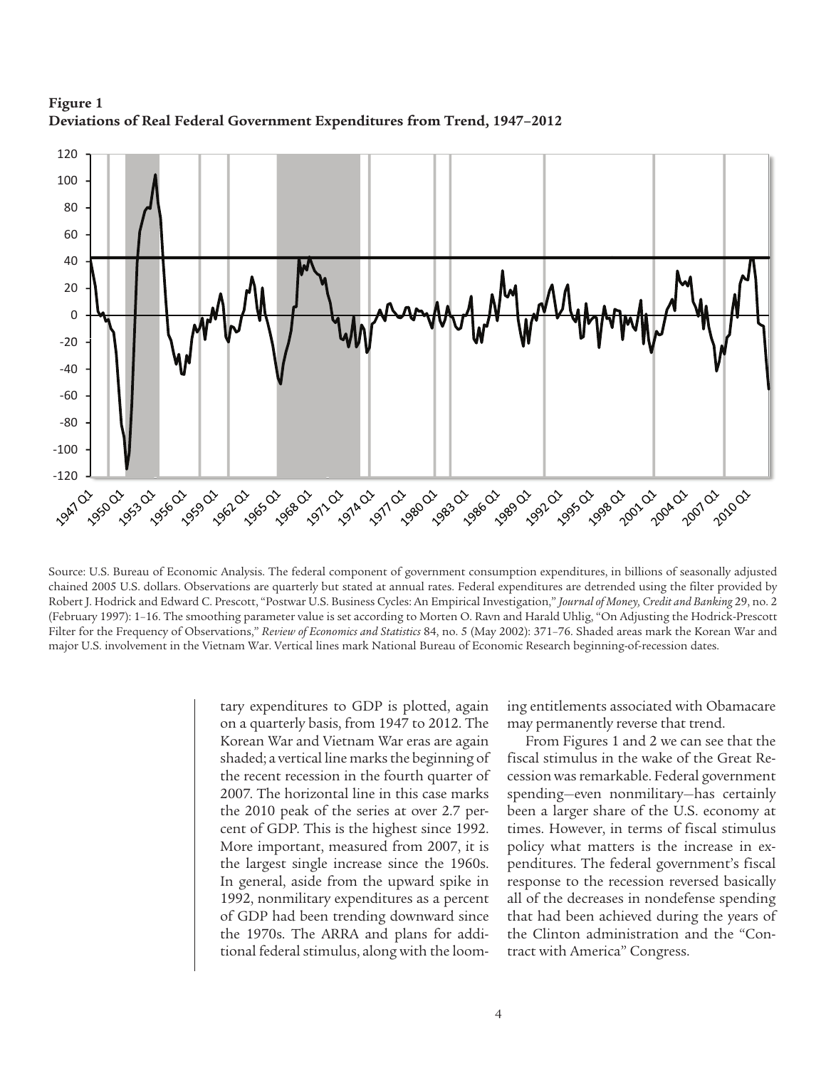**Figure 1**
**Deviations of Real Federal Government Expenditures from Trend, 1947–2012**

Source: U.S. Bureau of Economic Analysis. The federal component of government consumption expenditures, in billions of seasonally adjusted chained 2005 U.S. dollars. Observations are quarterly but stated at annual rates. Federal expenditures are detrended using the filter provided by Robert J. Hodrick and Edward C. Prescott, "Postwar U.S. Business Cycles: An Empirical Investigation," *Journal of Money, Credit and Banking* 29, no. 2 (February 1997): 1–16. The smoothing parameter value is set according to Morten O. Ravn and Harald Uhlig, "On Adjusting the Hodrick-Prescott Filter for the Frequency of Observations," *Review of Economics and Statistics* 84, no. 5 (May 2002): 371–76. Shaded areas mark the Korean War and major U.S. involvement in the Vietnam War. Vertical lines mark National Bureau of Economic Research beginning-of-recession dates.

tary expenditures to GDP is plotted, again on a quarterly basis, from 1947 to 2012. The Korean War and Vietnam War eras are again shaded; a vertical line marks the beginning of the recent recession in the fourth quarter of 2007. The horizontal line in this case marks the 2010 peak of the series at over 2.7 percent of GDP. This is the highest since 1992. More important, measured from 2007, it is the largest single increase since the 1960s. In general, aside from the upward spike in 1992, nonmilitary expenditures as a percent of GDP had been trending downward since the 1970s. The ARRA and plans for additional federal stimulus, along with the looming entitlements associated with Obamacare may permanently reverse that trend.

From Figures 1 and 2 we can see that the fiscal stimulus in the wake of the Great Recession was remarkable. Federal government spending—even nonmilitary—has certainly been a larger share of the U.S. economy at times. However, in terms of fiscal stimulus policy what matters is the increase in expenditures. The federal government's fiscal response to the recession reversed basically all of the decreases in nondefense spending that had been achieved during the years of the Clinton administration and the "Contract with America" Congress.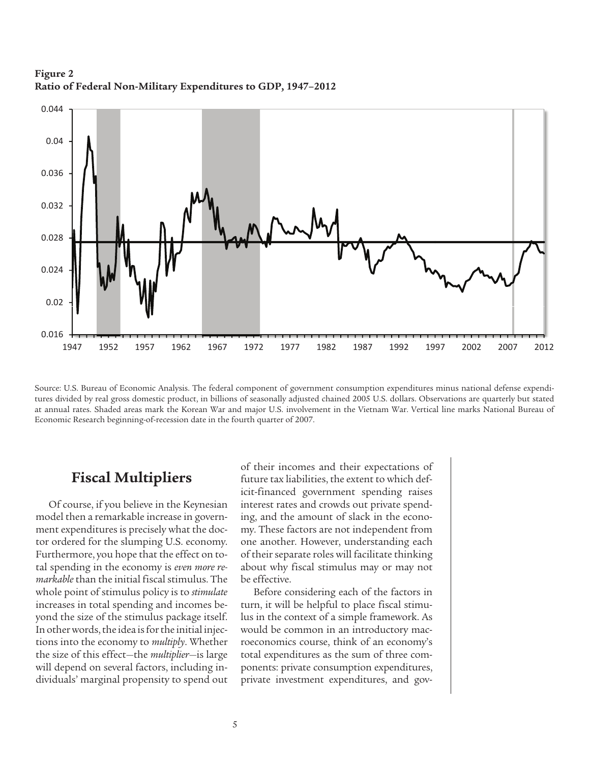**Figure 2**
**Ratio of Federal Non-Military Expenditures to GDP, 1947–2012**

Source: U.S. Bureau of Economic Analysis. The federal component of government consumption expenditures minus national defense expenditures divided by real gross domestic product, in billions of seasonally adjusted chained 2005 U.S. dollars. Observations are quarterly but stated at annual rates. Shaded areas mark the Korean War and major U.S. involvement in the Vietnam War. Vertical line marks National Bureau of Economic Research beginning-of-recession date in the fourth quarter of 2007.

## Fiscal Multipliers

Of course, if you believe in the Keynesian model then a remarkable increase in government expenditures is precisely what the doctor ordered for the slumping U.S. economy. Furthermore, you hope that the effect on total spending in the economy is *even more remarkable* than the initial fiscal stimulus. The whole point of stimulus policy is to *stimulate* increases in total spending and incomes beyond the size of the stimulus package itself. In other words, the idea is for the initial injections into the economy to *multiply*. Whether the size of this effect—the *multiplier*—is large will depend on several factors, including individuals' marginal propensity to spend out of their incomes and their expectations of future tax liabilities, the extent to which deficit-financed government spending raises interest rates and crowds out private spending, and the amount of slack in the economy. These factors are not independent from one another. However, understanding each of their separate roles will facilitate thinking about why fiscal stimulus may or may not be effective.

Before considering each of the factors in turn, it will be helpful to place fiscal stimulus in the context of a simple framework. As would be common in an introductory macroeconomics course, think of an economy's total expenditures as the sum of three components: private consumption expenditures, private investment expenditures, and gov-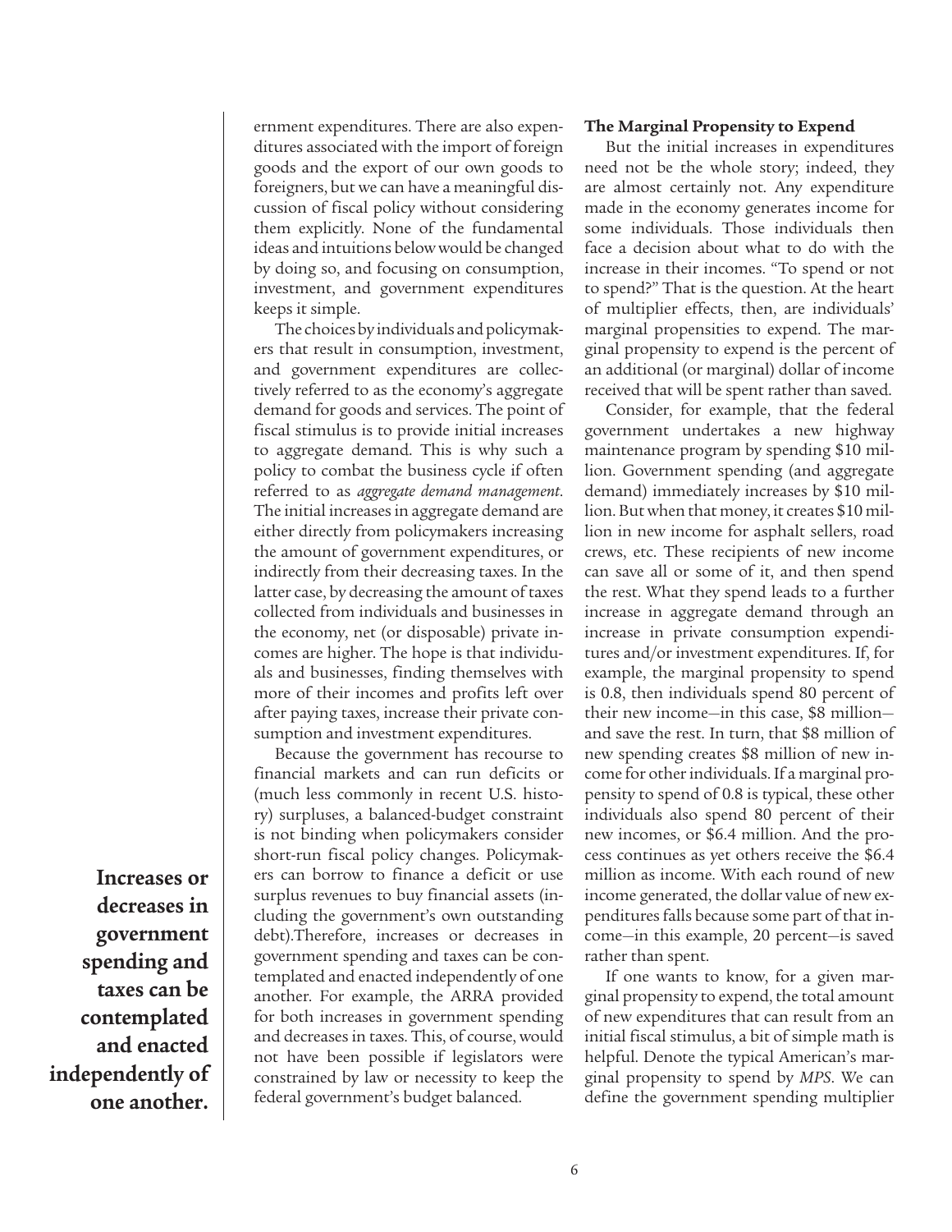ernment expenditures. There are also expenditures associated with the import of foreign goods and the export of our own goods to foreigners, but we can have a meaningful discussion of fiscal policy without considering them explicitly. None of the fundamental ideas and intuitions below would be changed by doing so, and focusing on consumption, investment, and government expenditures keeps it simple.

The choices by individuals and policymakers that result in consumption, investment, and government expenditures are collectively referred to as the economy's aggregate demand for goods and services. The point of fiscal stimulus is to provide initial increases to aggregate demand. This is why such a policy to combat the business cycle if often referred to as *aggregate demand management*. The initial increases in aggregate demand are either directly from policymakers increasing the amount of government expenditures, or indirectly from their decreasing taxes. In the latter case, by decreasing the amount of taxes collected from individuals and businesses in the economy, net (or disposable) private incomes are higher. The hope is that individuals and businesses, finding themselves with more of their incomes and profits left over after paying taxes, increase their private consumption and investment expenditures.

Because the government has recourse to financial markets and can run deficits or (much less commonly in recent U.S. history) surpluses, a balanced-budget constraint is not binding when policymakers consider short-run fiscal policy changes. Policymakers can borrow to finance a deficit or use surplus revenues to buy financial assets (including the government's own outstanding debt).Therefore, increases or decreases in government spending and taxes can be contemplated and enacted independently of one another. For example, the ARRA provided for both increases in government spending and decreases in taxes. This, of course, would not have been possible if legislators were constrained by law or necessity to keep the federal government's budget balanced.

**Increases or decreases in government spending and taxes can be contemplated and enacted independently of one another.**

### The Marginal Propensity to Expend

But the initial increases in expenditures need not be the whole story; indeed, they are almost certainly not. Any expenditure made in the economy generates income for some individuals. Those individuals then face a decision about what to do with the increase in their incomes. "To spend or not to spend?" That is the question. At the heart of multiplier effects, then, are individuals' marginal propensities to expend. The marginal propensity to expend is the percent of an additional (or marginal) dollar of income received that will be spent rather than saved.

Consider, for example, that the federal government undertakes a new highway maintenance program by spending $10 million. Government spending (and aggregate demand) immediately increases by $10 million. But when that money, it creates $10 million in new income for asphalt sellers, road crews, etc. These recipients of new income can save all or some of it, and then spend the rest. What they spend leads to a further increase in aggregate demand through an increase in private consumption expenditures and/or investment expenditures. If, for example, the marginal propensity to spend is 0.8, then individuals spend 80 percent of their new income—in this case, $8 million—and save the rest. In turn, that $8 million of new spending creates $8 million of new income for other individuals. If a marginal propensity to spend of 0.8 is typical, these other individuals also spend 80 percent of their new incomes, or $6.4 million. And the process continues as yet others receive the $6.4 million as income. With each round of new income generated, the dollar value of new expenditures falls because some part of that income—in this example, 20 percent—is saved rather than spent.

If one wants to know, for a given marginal propensity to expend, the total amount of new expenditures that can result from an initial fiscal stimulus, a bit of simple math is helpful. Denote the typical American's marginal propensity to spend by *MPS*. We can define the government spending multiplier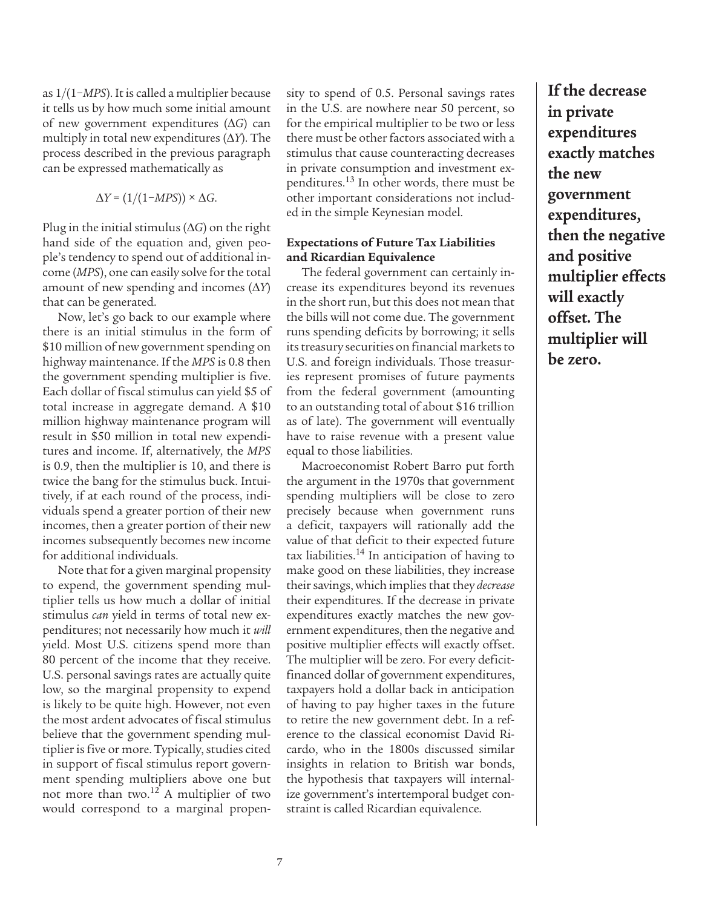as $1/(1-MPS)$. It is called a multiplier because it tells us by how much some initial amount of new government expenditures ($\Delta G$) can multiply in total new expenditures ($\Delta Y$). The process described in the previous paragraph can be expressed mathematically as

$$\Delta Y = (1/(1-MPS)) \times \Delta G.$$

Plug in the initial stimulus ($\Delta G$) on the right hand side of the equation and, given people's tendency to spend out of additional income ($MPS$), one can easily solve for the total amount of new spending and incomes ($\Delta Y$) that can be generated.

Now, let's go back to our example where there is an initial stimulus in the form of \$10 million of new government spending on highway maintenance. If the *MPS* is 0.8 then the government spending multiplier is five. Each dollar of fiscal stimulus can yield \$5 of total increase in aggregate demand. A \$10 million highway maintenance program will result in \$50 million in total new expenditures and income. If, alternatively, the *MPS* is 0.9, then the multiplier is 10, and there is twice the bang for the stimulus buck. Intuitively, if at each round of the process, individuals spend a greater portion of their new incomes, then a greater portion of their new incomes subsequently becomes new income for additional individuals.

Note that for a given marginal propensity to expend, the government spending multiplier tells us how much a dollar of initial stimulus *can* yield in terms of total new expenditures; not necessarily how much it *will* yield. Most U.S. citizens spend more than 80 percent of the income that they receive. U.S. personal savings rates are actually quite low, so the marginal propensity to expend is likely to be quite high. However, not even the most ardent advocates of fiscal stimulus believe that the government spending multiplier is five or more. Typically, studies cited in support of fiscal stimulus report government spending multipliers above one but not more than two.[12] A multiplier of two would correspond to a marginal propensity to spend of 0.5. Personal savings rates in the U.S. are nowhere near 50 percent, so for the empirical multiplier to be two or less there must be other factors associated with a stimulus that cause counteracting decreases in private consumption and investment expenditures.[13] In other words, there must be other important considerations not included in the simple Keynesian model.

**Expectations of Future Tax Liabilities and Ricardian Equivalence**

The federal government can certainly increase its expenditures beyond its revenues in the short run, but this does not mean that the bills will not come due. The government runs spending deficits by borrowing; it sells its treasury securities on financial markets to U.S. and foreign individuals. Those treasuries represent promises of future payments from the federal government (amounting to an outstanding total of about \$16 trillion as of late). The government will eventually have to raise revenue with a present value equal to those liabilities.

Macroeconomist Robert Barro put forth the argument in the 1970s that government spending multipliers will be close to zero precisely because when government runs a deficit, taxpayers will rationally add the value of that deficit to their expected future tax liabilities.[14] In anticipation of having to make good on these liabilities, they increase their savings, which implies that they *decrease* their expenditures. If the decrease in private expenditures exactly matches the new government expenditures, then the negative and positive multiplier effects will exactly offset. The multiplier will be zero. For every deficit-financed dollar of government expenditures, taxpayers hold a dollar back in anticipation of having to pay higher taxes in the future to retire the new government debt. In a reference to the classical economist David Ricardo, who in the 1800s discussed similar insights in relation to British war bonds, the hypothesis that taxpayers will internalize government's intertemporal budget constraint is called Ricardian equivalence.

**If the decrease in private expenditures exactly matches the new government expenditures, then the negative and positive multiplier effects will exactly offset. The multiplier will be zero.**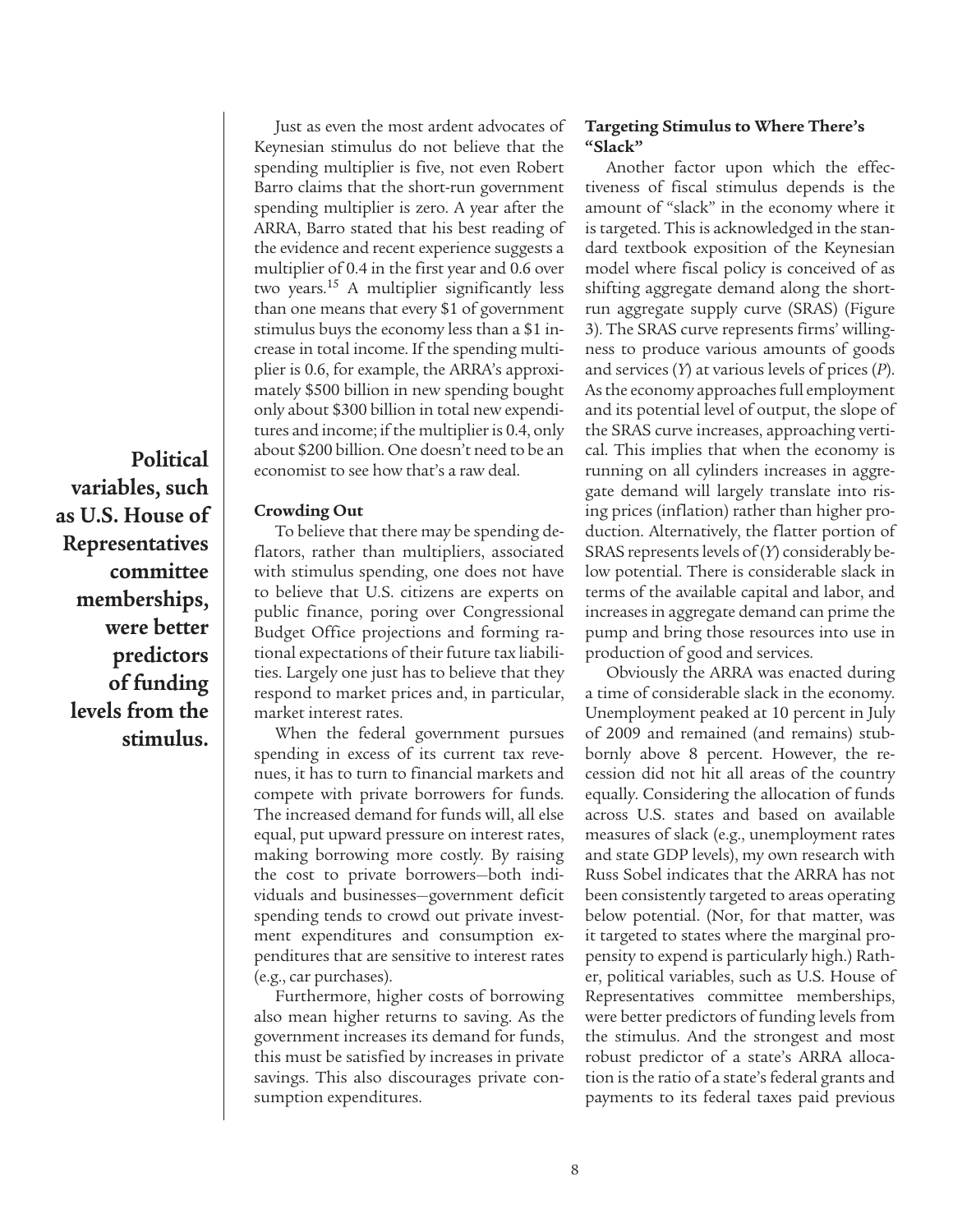**Political variables, such as U.S. House of Representatives committee memberships, were better predictors of funding levels from the stimulus.**

Just as even the most ardent advocates of Keynesian stimulus do not believe that the spending multiplier is five, not even Robert Barro claims that the short-run government spending multiplier is zero. A year after the ARRA, Barro stated that his best reading of the evidence and recent experience suggests a multiplier of 0.4 in the first year and 0.6 over two years.[15] A multiplier significantly less than one means that every $1 of government stimulus buys the economy less than a $1 increase in total income. If the spending multiplier is 0.6, for example, the ARRA's approximately $500 billion in new spending bought only about $300 billion in total new expenditures and income; if the multiplier is 0.4, only about $200 billion. One doesn't need to be an economist to see how that's a raw deal.

#### Crowding Out

To believe that there may be spending deflators, rather than multipliers, associated with stimulus spending, one does not have to believe that U.S. citizens are experts on public finance, poring over Congressional Budget Office projections and forming rational expectations of their future tax liabilities. Largely one just has to believe that they respond to market prices and, in particular, market interest rates.

When the federal government pursues spending in excess of its current tax revenues, it has to turn to financial markets and compete with private borrowers for funds. The increased demand for funds will, all else equal, put upward pressure on interest rates, making borrowing more costly. By raising the cost to private borrowers—both individuals and businesses—government deficit spending tends to crowd out private investment expenditures and consumption expenditures that are sensitive to interest rates (e.g., car purchases).

Furthermore, higher costs of borrowing also mean higher returns to saving. As the government increases its demand for funds, this must be satisfied by increases in private savings. This also discourages private consumption expenditures.

#### Targeting Stimulus to Where There's "Slack"

Another factor upon which the effectiveness of fiscal stimulus depends is the amount of "slack" in the economy where it is targeted. This is acknowledged in the standard textbook exposition of the Keynesian model where fiscal policy is conceived of as shifting aggregate demand along the short-run aggregate supply curve (SRAS) (Figure 3). The SRAS curve represents firms' willingness to produce various amounts of goods and services ($Y$) at various levels of prices ($P$). As the economy approaches full employment and its potential level of output, the slope of the SRAS curve increases, approaching vertical. This implies that when the economy is running on all cylinders increases in aggregate demand will largely translate into rising prices (inflation) rather than higher production. Alternatively, the flatter portion of SRAS represents levels of ($Y$) considerably below potential. There is considerable slack in terms of the available capital and labor, and increases in aggregate demand can prime the pump and bring those resources into use in production of good and services.

Obviously the ARRA was enacted during a time of considerable slack in the economy. Unemployment peaked at 10 percent in July of 2009 and remained (and remains) stubbornly above 8 percent. However, the recession did not hit all areas of the country equally. Considering the allocation of funds across U.S. states and based on available measures of slack (e.g., unemployment rates and state GDP levels), my own research with Russ Sobel indicates that the ARRA has not been consistently targeted to areas operating below potential. (Nor, for that matter, was it targeted to states where the marginal propensity to expend is particularly high.) Rather, political variables, such as U.S. House of Representatives committee memberships, were better predictors of funding levels from the stimulus. And the strongest and most robust predictor of a state's ARRA allocation is the ratio of a state's federal grants and payments to its federal taxes paid previous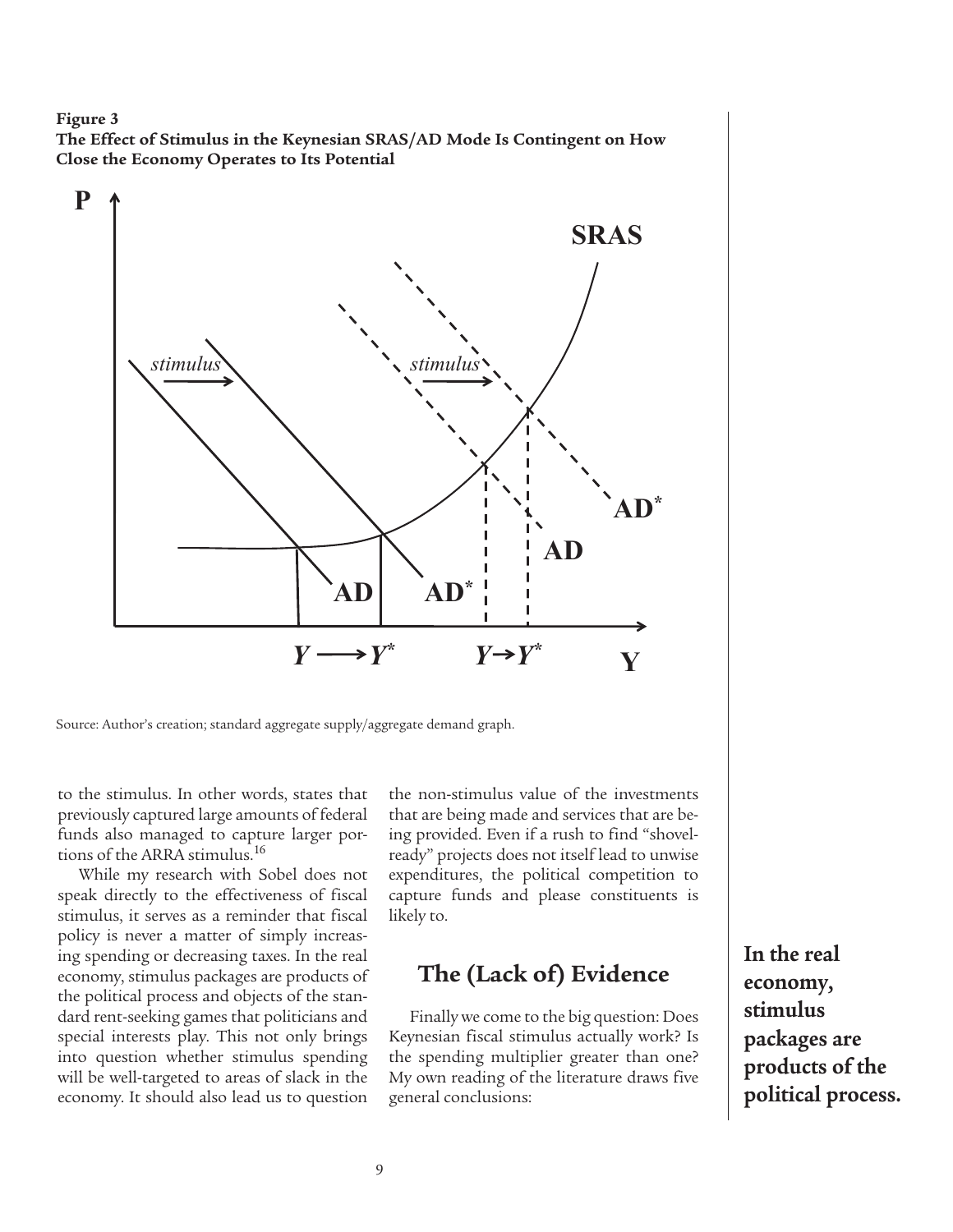**Figure 3**
**The Effect of Stimulus in the Keynesian SRAS/AD Mode Is Contingent on How Close the Economy Operates to Its Potential**

Source: Author's creation; standard aggregate supply/aggregate demand graph.

to the stimulus. In other words, states that previously captured large amounts of federal funds also managed to capture larger portions of the ARRA stimulus.[16]

While my research with Sobel does not speak directly to the effectiveness of fiscal stimulus, it serves as a reminder that fiscal policy is never a matter of simply increasing spending or decreasing taxes. In the real economy, stimulus packages are products of the political process and objects of the standard rent-seeking games that politicians and special interests play. This not only brings into question whether stimulus spending will be well-targeted to areas of slack in the economy. It should also lead us to question the non-stimulus value of the investments that are being made and services that are being provided. Even if a rush to find "shovel-ready" projects does not itself lead to unwise expenditures, the political competition to capture funds and please constituents is likely to.

**In the real economy, stimulus packages are products of the political process.**

## The (Lack of) Evidence

Finally we come to the big question: Does Keynesian fiscal stimulus actually work? Is the spending multiplier greater than one? My own reading of the literature draws five general conclusions: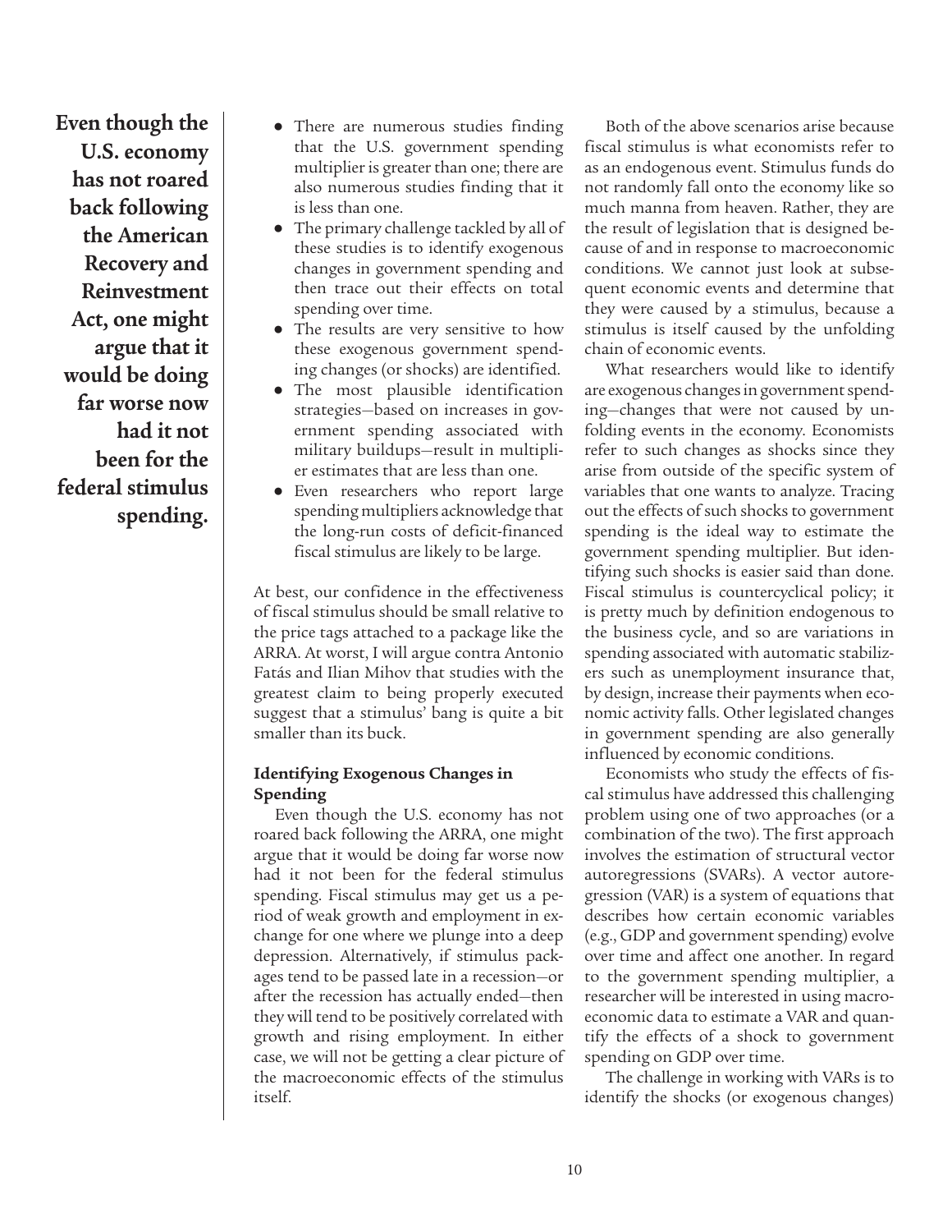**Even though the U.S. economy has not roared back following the American Recovery and Reinvestment Act, one might argue that it would be doing far worse now had it not been for the federal stimulus spending.**

- There are numerous studies finding that the U.S. government spending multiplier is greater than one; there are also numerous studies finding that it is less than one.
- The primary challenge tackled by all of these studies is to identify exogenous changes in government spending and then trace out their effects on total spending over time.
- The results are very sensitive to how these exogenous government spending changes (or shocks) are identified.
- The most plausible identification strategies—based on increases in government spending associated with military buildups—result in multiplier estimates that are less than one.
- Even researchers who report large spending multipliers acknowledge that the long-run costs of deficit-financed fiscal stimulus are likely to be large.

At best, our confidence in the effectiveness of fiscal stimulus should be small relative to the price tags attached to a package like the ARRA. At worst, I will argue contra Antonio Fatás and Ilian Mihov that studies with the greatest claim to being properly executed suggest that a stimulus' bang is quite a bit smaller than its buck.

### Identifying Exogenous Changes in Spending

Even though the U.S. economy has not roared back following the ARRA, one might argue that it would be doing far worse now had it not been for the federal stimulus spending. Fiscal stimulus may get us a period of weak growth and employment in exchange for one where we plunge into a deep depression. Alternatively, if stimulus packages tend to be passed late in a recession—or after the recession has actually ended—then they will tend to be positively correlated with growth and rising employment. In either case, we will not be getting a clear picture of the macroeconomic effects of the stimulus itself.

Both of the above scenarios arise because fiscal stimulus is what economists refer to as an endogenous event. Stimulus funds do not randomly fall onto the economy like so much manna from heaven. Rather, they are the result of legislation that is designed because of and in response to macroeconomic conditions. We cannot just look at subsequent economic events and determine that they were caused by a stimulus, because a stimulus is itself caused by the unfolding chain of economic events.

What researchers would like to identify are exogenous changes in government spending—changes that were not caused by unfolding events in the economy. Economists refer to such changes as shocks since they arise from outside of the specific system of variables that one wants to analyze. Tracing out the effects of such shocks to government spending is the ideal way to estimate the government spending multiplier. But identifying such shocks is easier said than done. Fiscal stimulus is countercyclical policy; it is pretty much by definition endogenous to the business cycle, and so are variations in spending associated with automatic stabilizers such as unemployment insurance that, by design, increase their payments when economic activity falls. Other legislated changes in government spending are also generally influenced by economic conditions.

Economists who study the effects of fiscal stimulus have addressed this challenging problem using one of two approaches (or a combination of the two). The first approach involves the estimation of structural vector autoregressions (SVARs). A vector autoregression (VAR) is a system of equations that describes how certain economic variables (e.g., GDP and government spending) evolve over time and affect one another. In regard to the government spending multiplier, a researcher will be interested in using macroeconomic data to estimate a VAR and quantify the effects of a shock to government spending on GDP over time.

The challenge in working with VARs is to identify the shocks (or exogenous changes)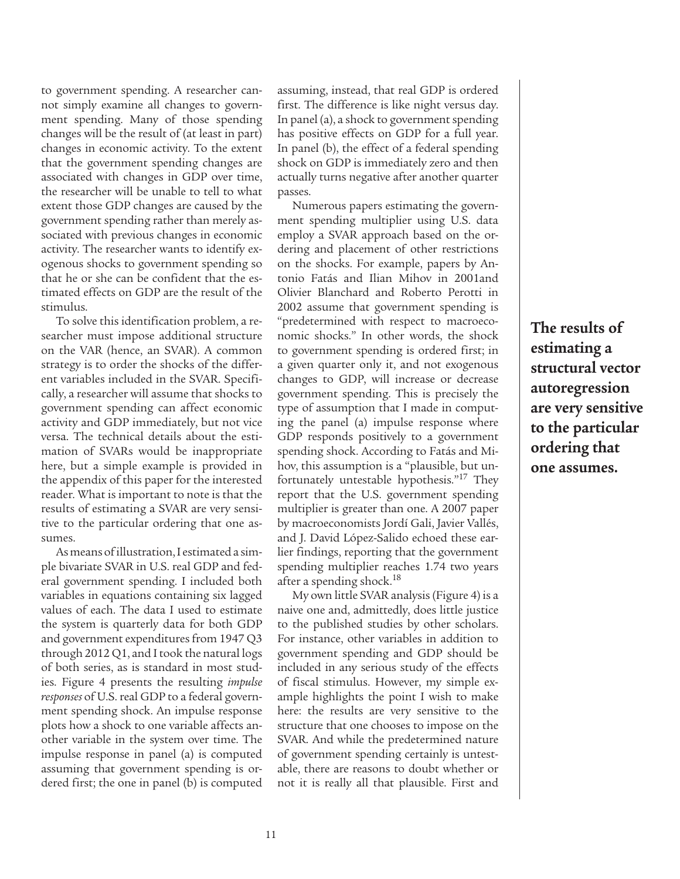to government spending. A researcher cannot simply examine all changes to government spending. Many of those spending changes will be the result of (at least in part) changes in economic activity. To the extent that the government spending changes are associated with changes in GDP over time, the researcher will be unable to tell to what extent those GDP changes are caused by the government spending rather than merely associated with previous changes in economic activity. The researcher wants to identify exogenous shocks to government spending so that he or she can be confident that the estimated effects on GDP are the result of the stimulus.

To solve this identification problem, a researcher must impose additional structure on the VAR (hence, an SVAR). A common strategy is to order the shocks of the different variables included in the SVAR. Specifically, a researcher will assume that shocks to government spending can affect economic activity and GDP immediately, but not vice versa. The technical details about the estimation of SVARs would be inappropriate here, but a simple example is provided in the appendix of this paper for the interested reader. What is important to note is that the results of estimating a SVAR are very sensitive to the particular ordering that one assumes.

As means of illustration, I estimated a simple bivariate SVAR in U.S. real GDP and federal government spending. I included both variables in equations containing six lagged values of each. The data I used to estimate the system is quarterly data for both GDP and government expenditures from 1947 Q3 through 2012 Q1, and I took the natural logs of both series, as is standard in most studies. Figure 4 presents the resulting *impulse responses* of U.S. real GDP to a federal government spending shock. An impulse response plots how a shock to one variable affects another variable in the system over time. The impulse response in panel (a) is computed assuming that government spending is ordered first; the one in panel (b) is computed assuming, instead, that real GDP is ordered first. The difference is like night versus day. In panel (a), a shock to government spending has positive effects on GDP for a full year. In panel (b), the effect of a federal spending shock on GDP is immediately zero and then actually turns negative after another quarter passes.

Numerous papers estimating the government spending multiplier using U.S. data employ a SVAR approach based on the ordering and placement of other restrictions on the shocks. For example, papers by Antonio Fatás and Ilian Mihov in 2001and Olivier Blanchard and Roberto Perotti in 2002 assume that government spending is "predetermined with respect to macroeconomic shocks." In other words, the shock to government spending is ordered first; in a given quarter only it, and not exogenous changes to GDP, will increase or decrease government spending. This is precisely the type of assumption that I made in computing the panel (a) impulse response where GDP responds positively to a government spending shock. According to Fatás and Mihov, this assumption is a "plausible, but unfortunately untestable hypothesis."[17] They report that the U.S. government spending multiplier is greater than one. A 2007 paper by macroeconomists Jordí Gali, Javier Vallés, and J. David López-Salido echoed these earlier findings, reporting that the government spending multiplier reaches 1.74 two years after a spending shock.[18]

My own little SVAR analysis (Figure 4) is a naive one and, admittedly, does little justice to the published studies by other scholars. For instance, other variables in addition to government spending and GDP should be included in any serious study of the effects of fiscal stimulus. However, my simple example highlights the point I wish to make here: the results are very sensitive to the structure that one chooses to impose on the SVAR. And while the predetermined nature of government spending certainly is untestable, there are reasons to doubt whether or not it is really all that plausible. First and

**The results of estimating a structural vector autoregression are very sensitive to the particular ordering that one assumes.**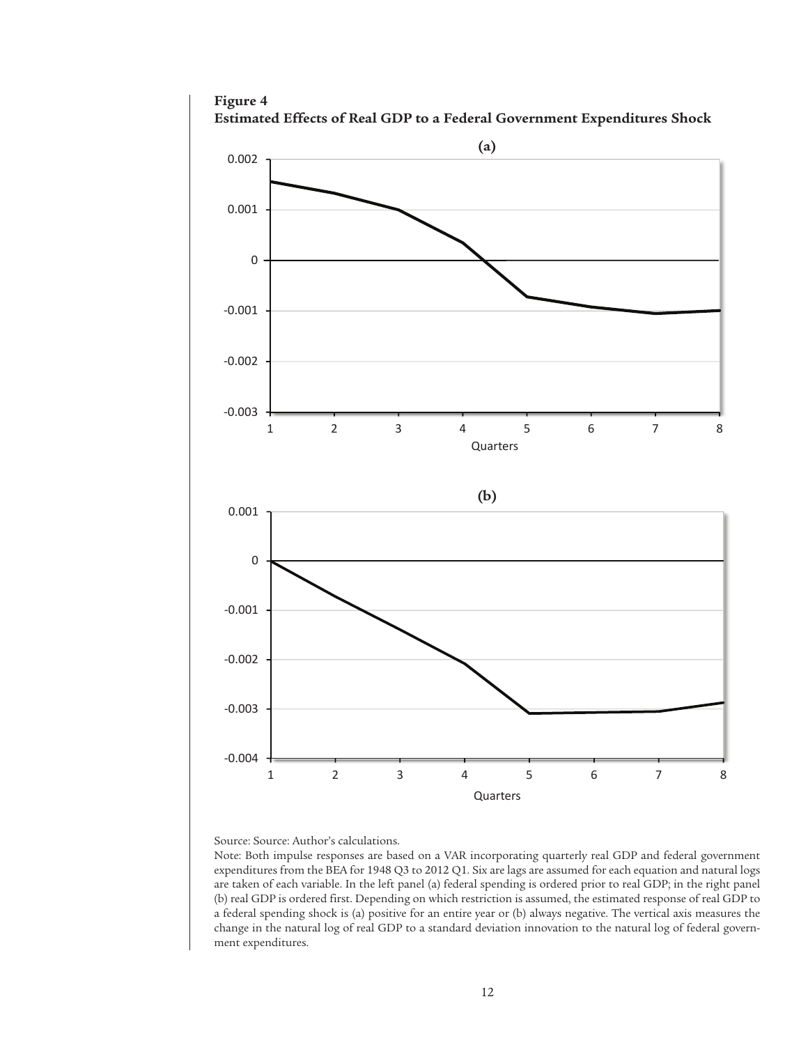**Figure 4**
**Estimated Effects of Real GDP to a Federal Government Expenditures Shock**

**(a)**

**(b)**

Source: Source: Author's calculations.

Note: Both impulse responses are based on a VAR incorporating quarterly real GDP and federal government expenditures from the BEA for 1948 Q3 to 2012 Q1. Six are lags are assumed for each equation and natural logs are taken of each variable. In the left panel (a) federal spending is ordered prior to real GDP; in the right panel (b) real GDP is ordered first. Depending on which restriction is assumed, the estimated response of real GDP to a federal spending shock is (a) positive for an entire year or (b) always negative. The vertical axis measures the change in the natural log of real GDP to a standard deviation innovation to the natural log of federal government expenditures.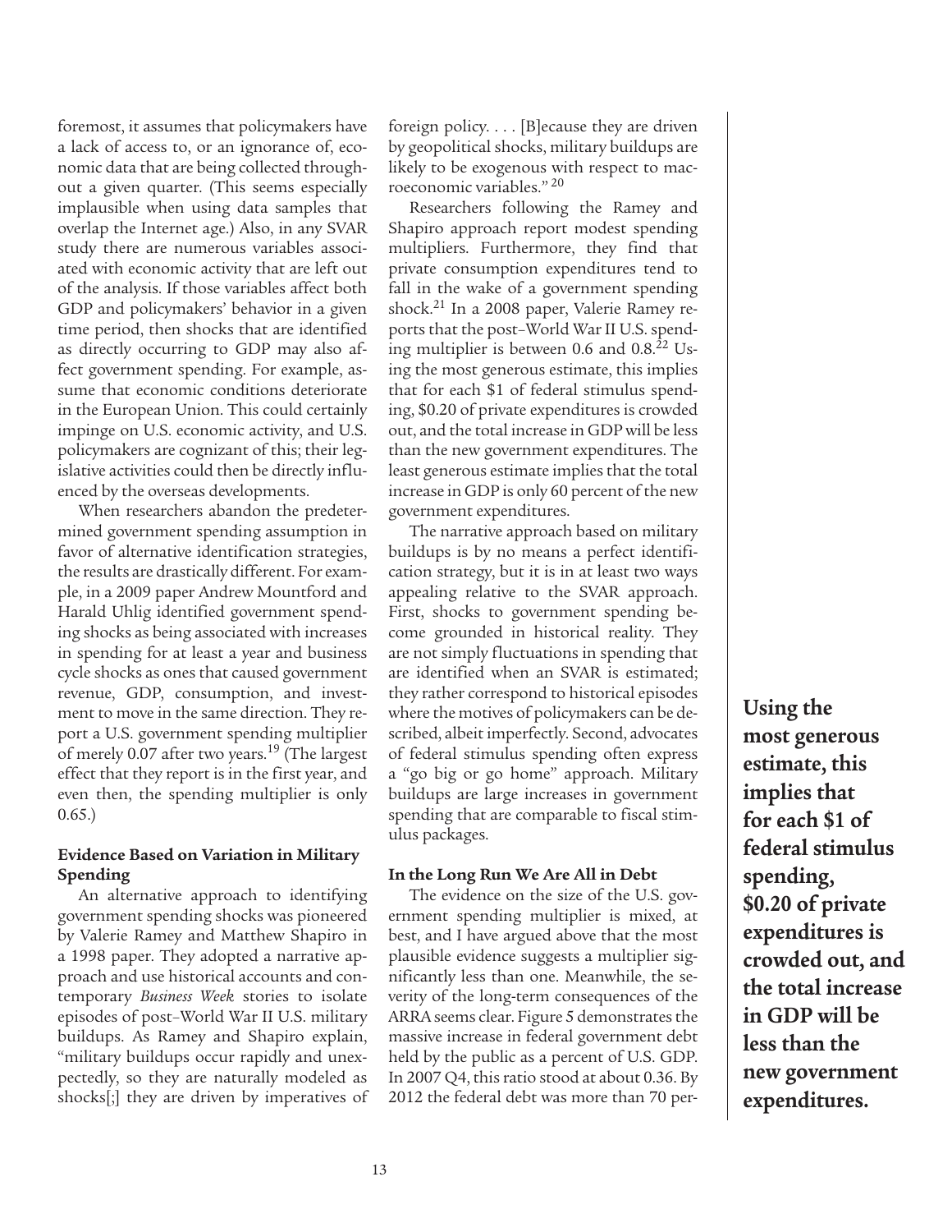foremost, it assumes that policymakers have a lack of access to, or an ignorance of, economic data that are being collected throughout a given quarter. (This seems especially implausible when using data samples that overlap the Internet age.) Also, in any SVAR study there are numerous variables associated with economic activity that are left out of the analysis. If those variables affect both GDP and policymakers' behavior in a given time period, then shocks that are identified as directly occurring to GDP may also affect government spending. For example, assume that economic conditions deteriorate in the European Union. This could certainly impinge on U.S. economic activity, and U.S. policymakers are cognizant of this; their legislative activities could then be directly influenced by the overseas developments.

When researchers abandon the predetermined government spending assumption in favor of alternative identification strategies, the results are drastically different. For example, in a 2009 paper Andrew Mountford and Harald Uhlig identified government spending shocks as being associated with increases in spending for at least a year and business cycle shocks as ones that caused government revenue, GDP, consumption, and investment to move in the same direction. They report a U.S. government spending multiplier of merely 0.07 after two years.[19] (The largest effect that they report is in the first year, and even then, the spending multiplier is only 0.65.)

### Evidence Based on Variation in Military Spending

An alternative approach to identifying government spending shocks was pioneered by Valerie Ramey and Matthew Shapiro in a 1998 paper. They adopted a narrative approach and use historical accounts and contemporary *Business Week* stories to isolate episodes of post–World War II U.S. military buildups. As Ramey and Shapiro explain, "military buildups occur rapidly and unexpectedly, so they are naturally modeled as shocks[;] they are driven by imperatives of foreign policy. . . . [B]ecause they are driven by geopolitical shocks, military buildups are likely to be exogenous with respect to macroeconomic variables."[20]

Researchers following the Ramey and Shapiro approach report modest spending multipliers. Furthermore, they find that private consumption expenditures tend to fall in the wake of a government spending shock.[21] In a 2008 paper, Valerie Ramey reports that the post–World War II U.S. spending multiplier is between 0.6 and 0.8.[22] Using the most generous estimate, this implies that for each $1 of federal stimulus spending, $0.20 of private expenditures is crowded out, and the total increase in GDP will be less than the new government expenditures. The least generous estimate implies that the total increase in GDP is only 60 percent of the new government expenditures.

The narrative approach based on military buildups is by no means a perfect identification strategy, but it is in at least two ways appealing relative to the SVAR approach. First, shocks to government spending become grounded in historical reality. They are not simply fluctuations in spending that are identified when an SVAR is estimated; they rather correspond to historical episodes where the motives of policymakers can be described, albeit imperfectly. Second, advocates of federal stimulus spending often express a "go big or go home" approach. Military buildups are large increases in government spending that are comparable to fiscal stimulus packages.

### In the Long Run We Are All in Debt

The evidence on the size of the U.S. government spending multiplier is mixed, at best, and I have argued above that the most plausible evidence suggests a multiplier significantly less than one. Meanwhile, the severity of the long-term consequences of the ARRA seems clear. Figure 5 demonstrates the massive increase in federal government debt held by the public as a percent of U.S. GDP. In 2007 Q4, this ratio stood at about 0.36. By 2012 the federal debt was more than 70 per-

**Using the most generous estimate, this implies that for each $1 of federal stimulus spending, $0.20 of private expenditures is crowded out, and the total increase in GDP will be less than the new government expenditures.**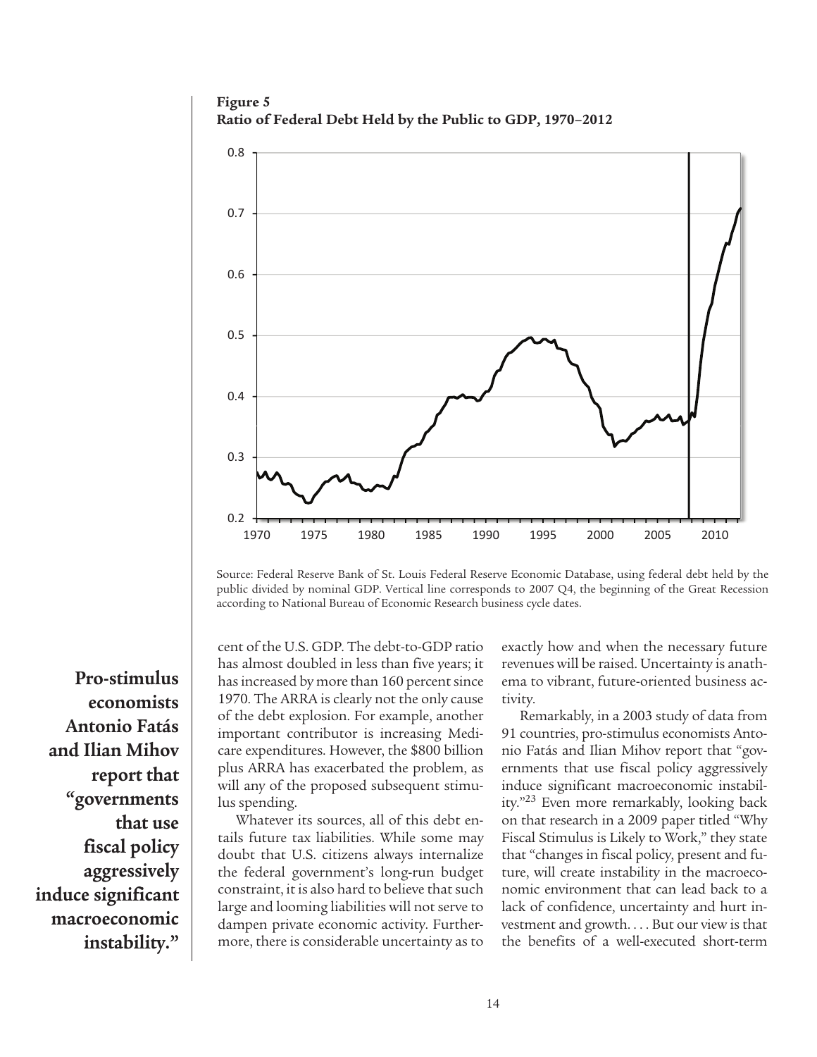**Figure 5**
**Ratio of Federal Debt Held by the Public to GDP, 1970–2012**

Source: Federal Reserve Bank of St. Louis Federal Reserve Economic Database, using federal debt held by the public divided by nominal GDP. Vertical line corresponds to 2007 Q4, the beginning of the Great Recession according to National Bureau of Economic Research business cycle dates.

cent of the U.S. GDP. The debt-to-GDP ratio has almost doubled in less than five years; it has increased by more than 160 percent since 1970. The ARRA is clearly not the only cause of the debt explosion. For example, another important contributor is increasing Medicare expenditures. However, the $800 billion plus ARRA has exacerbated the problem, as will any of the proposed subsequent stimulus spending.

Whatever its sources, all of this debt entails future tax liabilities. While some may doubt that U.S. citizens always internalize the federal government's long-run budget constraint, it is also hard to believe that such large and looming liabilities will not serve to dampen private economic activity. Furthermore, there is considerable uncertainty as to exactly how and when the necessary future revenues will be raised. Uncertainty is anathema to vibrant, future-oriented business activity.

**Pro-stimulus economists Antonio Fatás and Ilian Mihov report that "governments that use fiscal policy aggressively induce significant macroeconomic instability."**

Remarkably, in a 2003 study of data from 91 countries, pro-stimulus economists Antonio Fatás and Ilian Mihov report that "governments that use fiscal policy aggressively induce significant macroeconomic instability."[23] Even more remarkably, looking back on that research in a 2009 paper titled "Why Fiscal Stimulus is Likely to Work," they state that "changes in fiscal policy, present and future, will create instability in the macroeconomic environment that can lead back to a lack of confidence, uncertainty and hurt investment and growth. . . . But our view is that the benefits of a well-executed short-term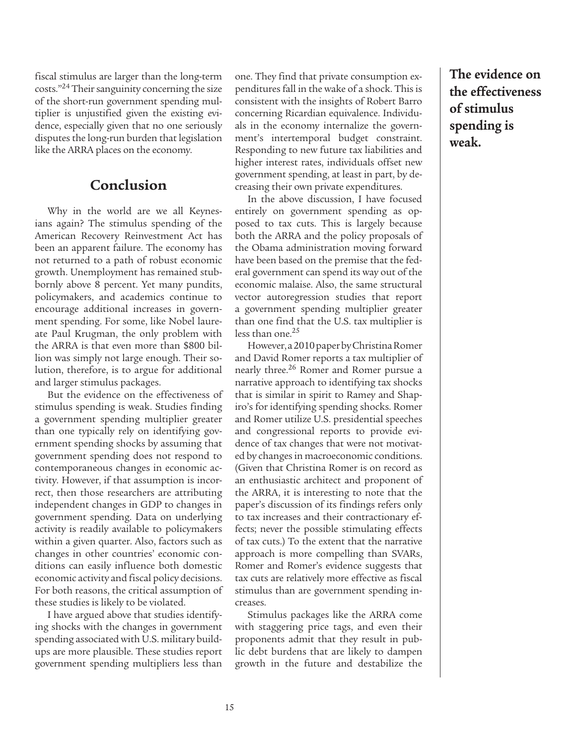fiscal stimulus are larger than the long-term costs."[24] Their sanguinity concerning the size of the short-run government spending multiplier is unjustified given the existing evidence, especially given that no one seriously disputes the long-run burden that legislation like the ARRA places on the economy.

## Conclusion

Why in the world are we all Keynesians again? The stimulus spending of the American Recovery Reinvestment Act has been an apparent failure. The economy has not returned to a path of robust economic growth. Unemployment has remained stubbornly above 8 percent. Yet many pundits, policymakers, and academics continue to encourage additional increases in government spending. For some, like Nobel laureate Paul Krugman, the only problem with the ARRA is that even more than $800 billion was simply not large enough. Their solution, therefore, is to argue for additional and larger stimulus packages.

But the evidence on the effectiveness of stimulus spending is weak. Studies finding a government spending multiplier greater than one typically rely on identifying government spending shocks by assuming that government spending does not respond to contemporaneous changes in economic activity. However, if that assumption is incorrect, then those researchers are attributing independent changes in GDP to changes in government spending. Data on underlying activity is readily available to policymakers within a given quarter. Also, factors such as changes in other countries' economic conditions can easily influence both domestic economic activity and fiscal policy decisions. For both reasons, the critical assumption of these studies is likely to be violated.

I have argued above that studies identifying shocks with the changes in government spending associated with U.S. military buildups are more plausible. These studies report government spending multipliers less than one. They find that private consumption expenditures fall in the wake of a shock. This is consistent with the insights of Robert Barro concerning Ricardian equivalence. Individuals in the economy internalize the government's intertemporal budget constraint. Responding to new future tax liabilities and higher interest rates, individuals offset new government spending, at least in part, by decreasing their own private expenditures.

In the above discussion, I have focused entirely on government spending as opposed to tax cuts. This is largely because both the ARRA and the policy proposals of the Obama administration moving forward have been based on the premise that the federal government can spend its way out of the economic malaise. Also, the same structural vector autoregression studies that report a government spending multiplier greater than one find that the U.S. tax multiplier is less than one.[25]

However, a 2010 paper by Christina Romer and David Romer reports a tax multiplier of nearly three.[26] Romer and Romer pursue a narrative approach to identifying tax shocks that is similar in spirit to Ramey and Shapiro's for identifying spending shocks. Romer and Romer utilize U.S. presidential speeches and congressional reports to provide evidence of tax changes that were not motivated by changes in macroeconomic conditions. (Given that Christina Romer is on record as an enthusiastic architect and proponent of the ARRA, it is interesting to note that the paper's discussion of its findings refers only to tax increases and their contractionary effects; never the possible stimulating effects of tax cuts.) To the extent that the narrative approach is more compelling than SVARs, Romer and Romer's evidence suggests that tax cuts are relatively more effective as fiscal stimulus than are government spending increases.

Stimulus packages like the ARRA come with staggering price tags, and even their proponents admit that they result in public debt burdens that are likely to dampen growth in the future and destabilize the

**The evidence on the effectiveness of stimulus spending is weak.**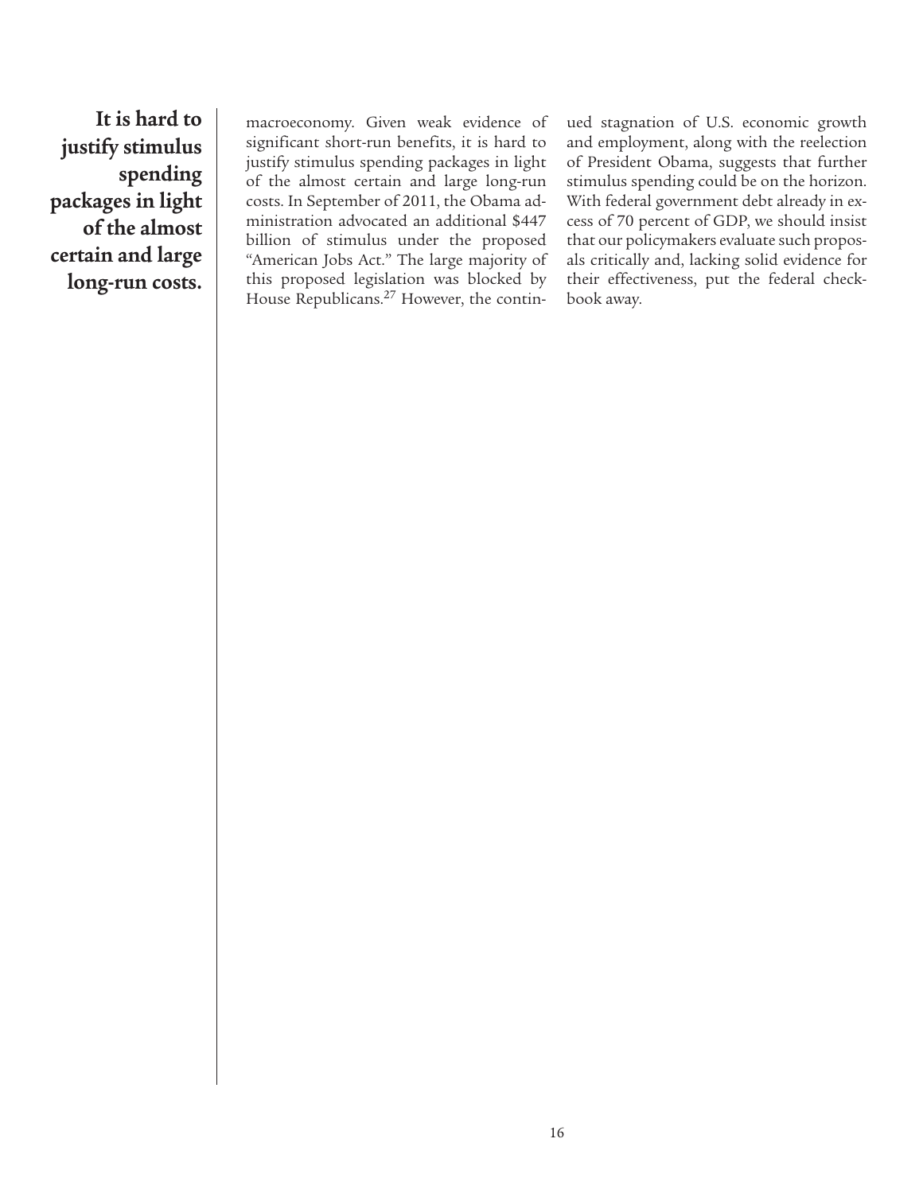> **It is hard to justify stimulus spending packages in light of the almost certain and large long-run costs.**

macroeconomy. Given weak evidence of significant short-run benefits, it is hard to justify stimulus spending packages in light of the almost certain and large long-run costs. In September of 2011, the Obama administration advocated an additional $447 billion of stimulus under the proposed "American Jobs Act." The large majority of this proposed legislation was blocked by House Republicans.[27] However, the continued stagnation of U.S. economic growth and employment, along with the reelection of President Obama, suggests that further stimulus spending could be on the horizon. With federal government debt already in excess of 70 percent of GDP, we should insist that our policymakers evaluate such proposals critically and, lacking solid evidence for their effectiveness, put the federal checkbook away.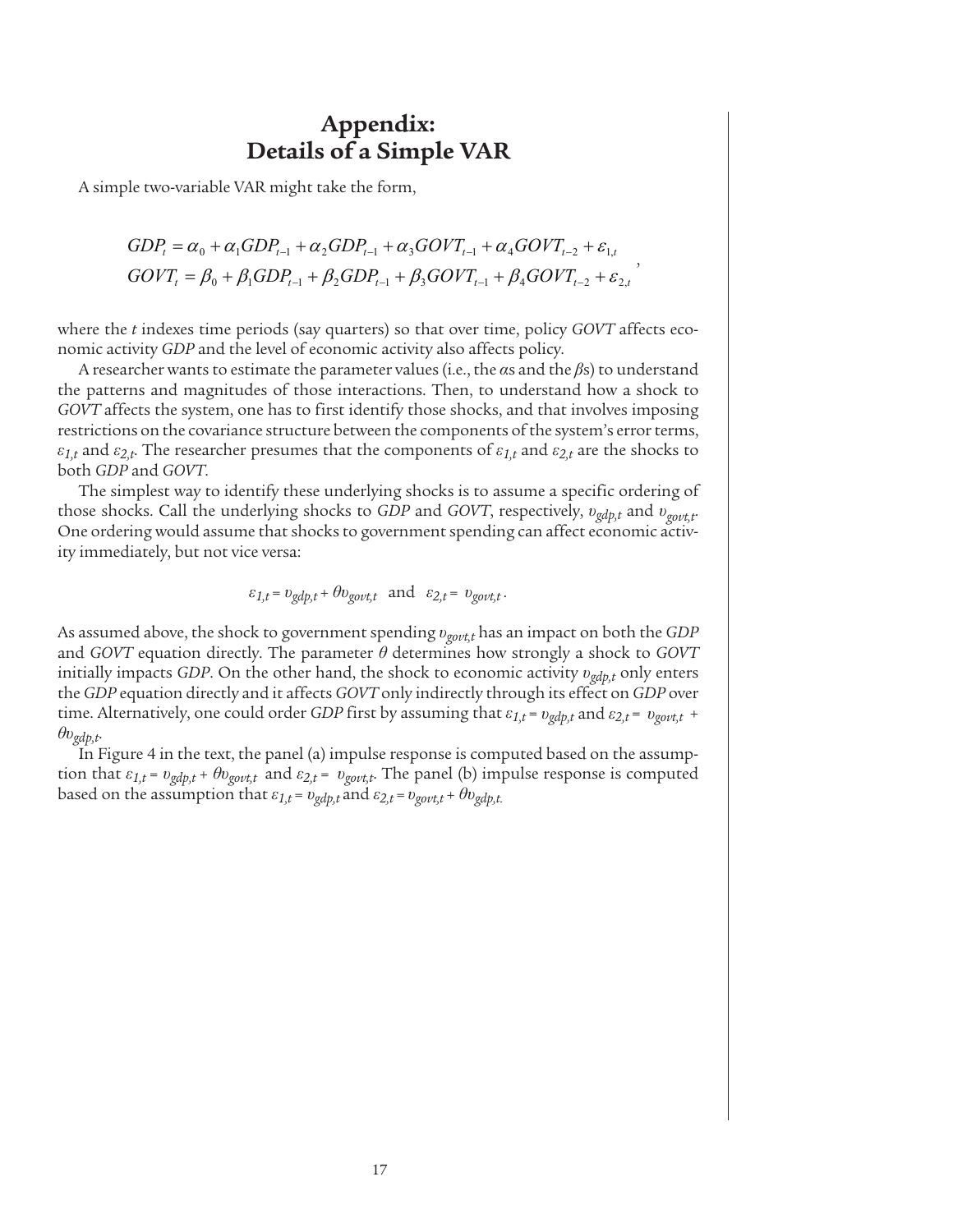# Appendix: Details of a Simple VAR

A simple two-variable VAR might take the form,

$$
\begin{aligned}
GDP_t &= \alpha_0 + \alpha_1 GDP_{t-1} + \alpha_2 GDP_{t-1} + \alpha_3 GOVT_{t-1} + \alpha_4 GOVT_{t-2} + \varepsilon_{1,t} \\
GOVT_t &= \beta_0 + \beta_1 GDP_{t-1} + \beta_2 GDP_{t-1} + \beta_3 GOVT_{t-1} + \beta_4 GOVT_{t-2} + \varepsilon_{2,t}
\end{aligned},
$$

where the $t$ indexes time periods (say quarters) so that over time, policy *GOVT* affects economic activity *GDP* and the level of economic activity also affects policy.

A researcher wants to estimate the parameter values (i.e., the $\alpha$s and the $\beta$s) to understand the patterns and magnitudes of those interactions. Then, to understand how a shock to *GOVT* affects the system, one has to first identify those shocks, and that involves imposing restrictions on the covariance structure between the components of the system's error terms, $\varepsilon_{1,t}$ and $\varepsilon_{2,t}$. The researcher presumes that the components of $\varepsilon_{1,t}$ and $\varepsilon_{2,t}$ are the shocks to both *GDP* and *GOVT*.

The simplest way to identify these underlying shocks is to assume a specific ordering of those shocks. Call the underlying shocks to *GDP* and *GOVT*, respectively, $\upsilon_{gdp,t}$ and $\upsilon_{govt,t}$. One ordering would assume that shocks to government spending can affect economic activity immediately, but not vice versa:

$$\varepsilon_{1,t} = \upsilon_{gdp,t} + \theta \upsilon_{govt,t} \quad \text{and} \quad \varepsilon_{2,t} = \upsilon_{govt,t}\,.$$

As assumed above, the shock to government spending $\upsilon_{govt,t}$ has an impact on both the *GDP* and *GOVT* equation directly. The parameter $\theta$ determines how strongly a shock to *GOVT* initially impacts *GDP*. On the other hand, the shock to economic activity $\upsilon_{gdp,t}$ only enters the *GDP* equation directly and it affects *GOVT* only indirectly through its effect on *GDP* over time. Alternatively, one could order *GDP* first by assuming that $\varepsilon_{1,t} = \upsilon_{gdp,t}$ and $\varepsilon_{2,t} = \upsilon_{govt,t} + \theta \upsilon_{gdp,t}$.

In Figure 4 in the text, the panel (a) impulse response is computed based on the assumption that $\varepsilon_{1,t} = \upsilon_{gdp,t} + \theta \upsilon_{govt,t}$ and $\varepsilon_{2,t} = \upsilon_{govt,t}$. The panel (b) impulse response is computed based on the assumption that $\varepsilon_{1,t} = \upsilon_{gdp,t}$ and $\varepsilon_{2,t} = \upsilon_{govt,t} + \theta \upsilon_{gdp,t}$.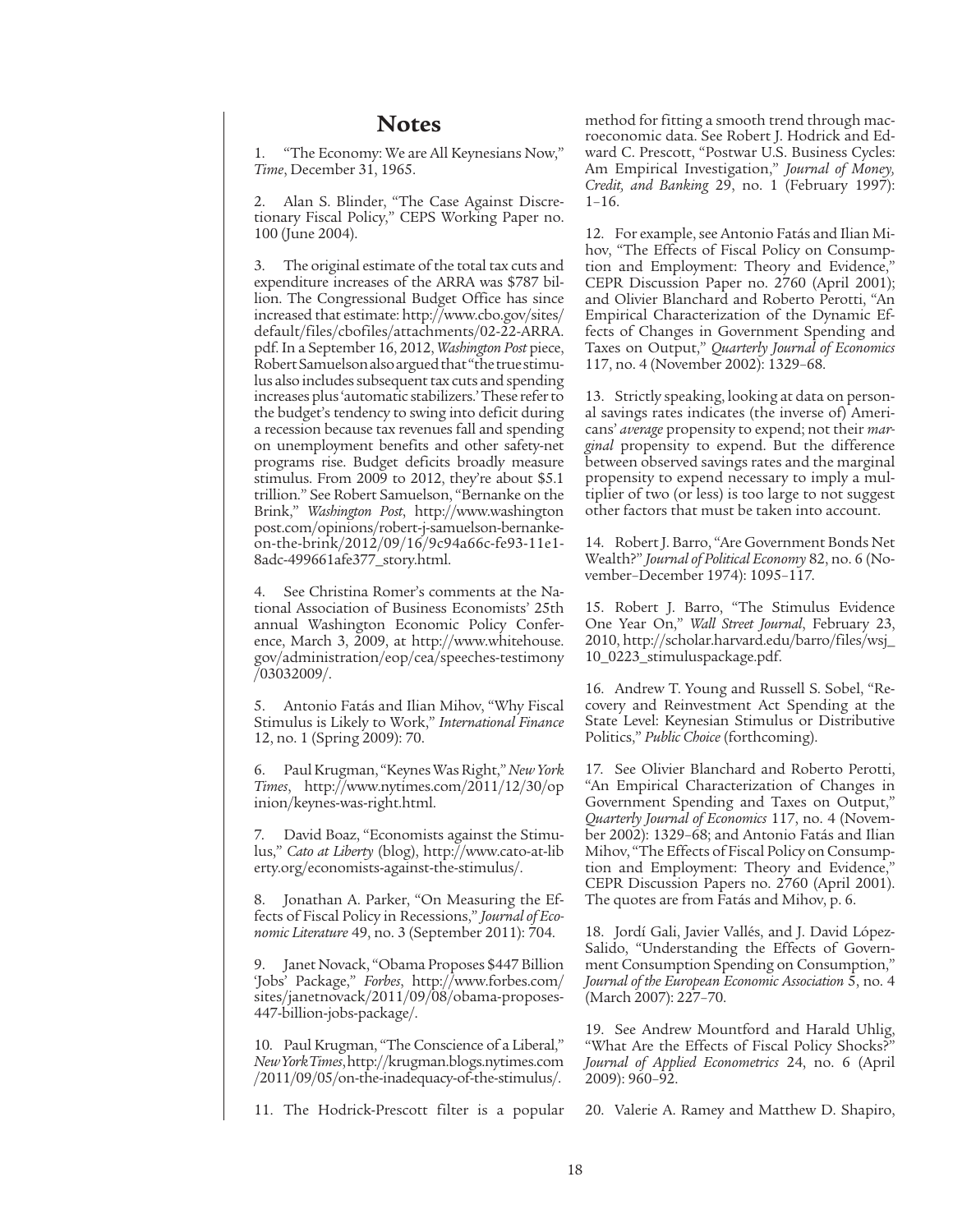## Notes

1. "The Economy: We are All Keynesians Now," *Time*, December 31, 1965.

2. Alan S. Blinder, "The Case Against Discretionary Fiscal Policy," CEPS Working Paper no. 100 (June 2004).

3. The original estimate of the total tax cuts and expenditure increases of the ARRA was $787 billion. The Congressional Budget Office has since increased that estimate: http://www.cbo.gov/sites/default/files/cbofiles/attachments/02-22-ARRA.pdf. In a September 16, 2012, *Washington Post* piece, Robert Samuelson also argued that "the true stimulus also includes subsequent tax cuts and spending increases plus 'automatic stabilizers.' These refer to the budget's tendency to swing into deficit during a recession because tax revenues fall and spending on unemployment benefits and other safety-net programs rise. Budget deficits broadly measure stimulus. From 2009 to 2012, they're about $5.1 trillion." See Robert Samuelson, "Bernanke on the Brink," *Washington Post*, http://www.washingtonpost.com/opinions/robert-j-samuelson-bernanke-on-the-brink/2012/09/16/9c94a66c-fe93-11e1-8adc-499661afe377_story.html.

4. See Christina Romer's comments at the National Association of Business Economists' 25th annual Washington Economic Policy Conference, March 3, 2009, at http://www.whitehouse.gov/administration/eop/cea/speeches-testimony/03032009/.

5. Antonio Fatás and Ilian Mihov, "Why Fiscal Stimulus is Likely to Work," *International Finance* 12, no. 1 (Spring 2009): 70.

6. Paul Krugman, "Keynes Was Right," *New York Times*, http://www.nytimes.com/2011/12/30/opinion/keynes-was-right.html.

7. David Boaz, "Economists against the Stimulus," *Cato at Liberty* (blog), http://www.cato-at-liberty.org/economists-against-the-stimulus/.

8. Jonathan A. Parker, "On Measuring the Effects of Fiscal Policy in Recessions," *Journal of Economic Literature* 49, no. 3 (September 2011): 704.

9. Janet Novack, "Obama Proposes $447 Billion 'Jobs' Package," *Forbes*, http://www.forbes.com/sites/janetnovack/2011/09/08/obama-proposes-447-billion-jobs-package/.

10. Paul Krugman, "The Conscience of a Liberal," *New York Times*, http://krugman.blogs.nytimes.com/2011/09/05/on-the-inadequacy-of-the-stimulus/.

11. The Hodrick-Prescott filter is a popular method for fitting a smooth trend through macroeconomic data. See Robert J. Hodrick and Edward C. Prescott, "Postwar U.S. Business Cycles: Am Empirical Investigation," *Journal of Money, Credit, and Banking* 29, no. 1 (February 1997): 1–16.

12. For example, see Antonio Fatás and Ilian Mihov, "The Effects of Fiscal Policy on Consumption and Employment: Theory and Evidence," CEPR Discussion Paper no. 2760 (April 2001); and Olivier Blanchard and Roberto Perotti, "An Empirical Characterization of the Dynamic Effects of Changes in Government Spending and Taxes on Output," *Quarterly Journal of Economics* 117, no. 4 (November 2002): 1329–68.

13. Strictly speaking, looking at data on personal savings rates indicates (the inverse of) Americans' *average* propensity to expend; not their *marginal* propensity to expend. But the difference between observed savings rates and the marginal propensity to expend necessary to imply a multiplier of two (or less) is too large to not suggest other factors that must be taken into account.

14. Robert J. Barro, "Are Government Bonds Net Wealth?" *Journal of Political Economy* 82, no. 6 (November–December 1974): 1095–117.

15. Robert J. Barro, "The Stimulus Evidence One Year On," *Wall Street Journal*, February 23, 2010, http://scholar.harvard.edu/barro/files/wsj_10_0223_stimuluspackage.pdf.

16. Andrew T. Young and Russell S. Sobel, "Recovery and Reinvestment Act Spending at the State Level: Keynesian Stimulus or Distributive Politics," *Public Choice* (forthcoming).

17. See Olivier Blanchard and Roberto Perotti, "An Empirical Characterization of Changes in Government Spending and Taxes on Output," *Quarterly Journal of Economics* 117, no. 4 (November 2002): 1329–68; and Antonio Fatás and Ilian Mihov, "The Effects of Fiscal Policy on Consumption and Employment: Theory and Evidence," CEPR Discussion Papers no. 2760 (April 2001). The quotes are from Fatás and Mihov, p. 6.

18. Jordí Gali, Javier Vallés, and J. David López-Salido, "Understanding the Effects of Government Consumption Spending on Consumption," *Journal of the European Economic Association* 5, no. 4 (March 2007): 227–70.

19. See Andrew Mountford and Harald Uhlig, "What Are the Effects of Fiscal Policy Shocks?" *Journal of Applied Econometrics* 24, no. 6 (April 2009): 960–92.

20. Valerie A. Ramey and Matthew D. Shapiro,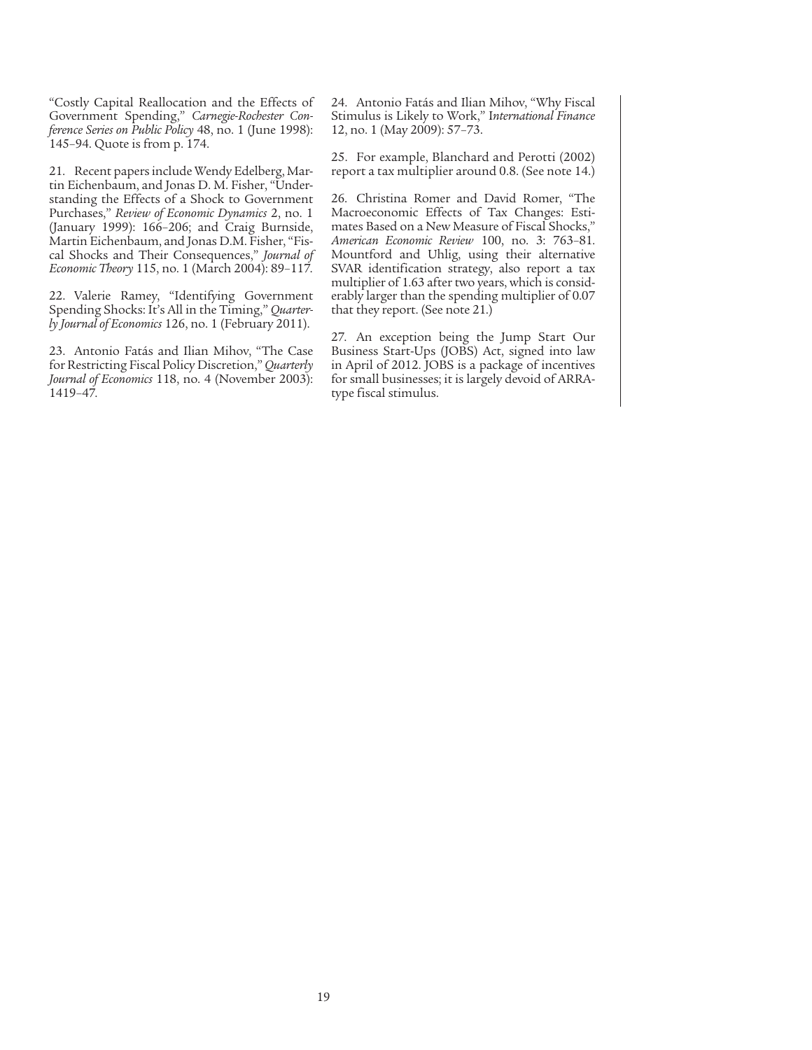"Costly Capital Reallocation and the Effects of Government Spending," *Carnegie-Rochester Conference Series on Public Policy* 48, no. 1 (June 1998): 145–94. Quote is from p. 174.

21. Recent papers include Wendy Edelberg, Martin Eichenbaum, and Jonas D. M. Fisher, "Understanding the Effects of a Shock to Government Purchases," *Review of Economic Dynamics* 2, no. 1 (January 1999): 166–206; and Craig Burnside, Martin Eichenbaum, and Jonas D.M. Fisher, "Fiscal Shocks and Their Consequences," *Journal of Economic Theory* 115, no. 1 (March 2004): 89–117.

22. Valerie Ramey, "Identifying Government Spending Shocks: It's All in the Timing," *Quarterly Journal of Economics* 126, no. 1 (February 2011).

23. Antonio Fatás and Ilian Mihov, "The Case for Restricting Fiscal Policy Discretion," *Quarterly Journal of Economics* 118, no. 4 (November 2003): 1419–47.

24. Antonio Fatás and Ilian Mihov, "Why Fiscal Stimulus is Likely to Work," I*nternational Finance* 12, no. 1 (May 2009): 57–73.

25. For example, Blanchard and Perotti (2002) report a tax multiplier around 0.8. (See note 14.)

26. Christina Romer and David Romer, "The Macroeconomic Effects of Tax Changes: Estimates Based on a New Measure of Fiscal Shocks," *American Economic Review* 100, no. 3: 763–81. Mountford and Uhlig, using their alternative SVAR identification strategy, also report a tax multiplier of 1.63 after two years, which is considerably larger than the spending multiplier of 0.07 that they report. (See note 21.)

27. An exception being the Jump Start Our Business Start-Ups (JOBS) Act, signed into law in April of 2012. JOBS is a package of incentives for small businesses; it is largely devoid of ARRA-type fiscal stimulus.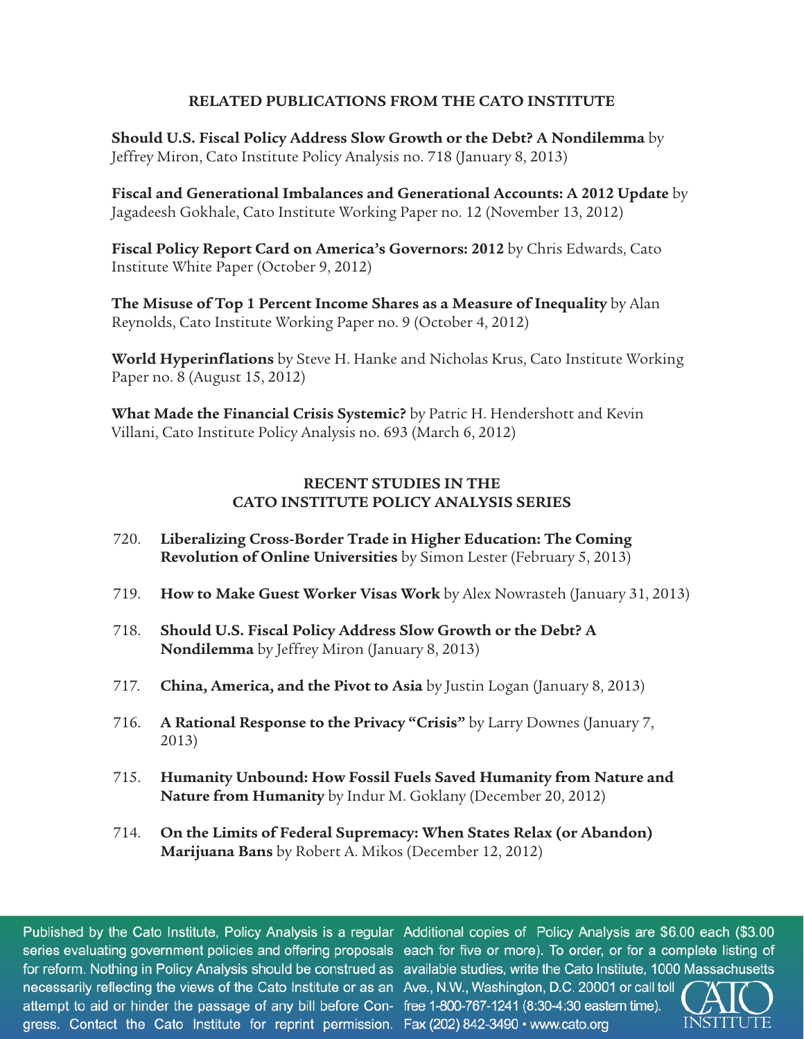## RELATED PUBLICATIONS FROM THE CATO INSTITUTE

**Should U.S. Fiscal Policy Address Slow Growth or the Debt? A Nondilemma** by Jeffrey Miron, Cato Institute Policy Analysis no. 718 (January 8, 2013)

**Fiscal and Generational Imbalances and Generational Accounts: A 2012 Update** by Jagadeesh Gokhale, Cato Institute Working Paper no. 12 (November 13, 2012)

**Fiscal Policy Report Card on America's Governors: 2012** by Chris Edwards, Cato Institute White Paper (October 9, 2012)

**The Misuse of Top 1 Percent Income Shares as a Measure of Inequality** by Alan Reynolds, Cato Institute Working Paper no. 9 (October 4, 2012)

**World Hyperinflations** by Steve H. Hanke and Nicholas Krus, Cato Institute Working Paper no. 8 (August 15, 2012)

**What Made the Financial Crisis Systemic?** by Patric H. Hendershott and Kevin Villani, Cato Institute Policy Analysis no. 693 (March 6, 2012)

## RECENT STUDIES IN THE CATO INSTITUTE POLICY ANALYSIS SERIES

720. **Liberalizing Cross-Border Trade in Higher Education: The Coming Revolution of Online Universities** by Simon Lester (February 5, 2013)

719. **How to Make Guest Worker Visas Work** by Alex Nowrasteh (January 31, 2013)

718. **Should U.S. Fiscal Policy Address Slow Growth or the Debt? A Nondilemma** by Jeffrey Miron (January 8, 2013)

717. **China, America, and the Pivot to Asia** by Justin Logan (January 8, 2013)

716. **A Rational Response to the Privacy "Crisis"** by Larry Downes (January 7, 2013)

715. **Humanity Unbound: How Fossil Fuels Saved Humanity from Nature and Nature from Humanity** by Indur M. Goklany (December 20, 2012)

714. **On the Limits of Federal Supremacy: When States Relax (or Abandon) Marijuana Bans** by Robert A. Mikos (December 12, 2012)

Published by the Cato Institute, Policy Analysis is a regular series evaluating government policies and offering proposals for reform. Nothing in Policy Analysis should be construed as necessarily reflecting the views of the Cato Institute or as an attempt to aid or hinder the passage of any bill before Congress. Contact the Cato Institute for reprint permission.

Additional copies of Policy Analysis are $6.00 each ($3.00 each for five or more). To order, or for a complete listing of available studies, write the Cato Institute, 1000 Massachusetts Ave., N.W., Washington, D.C. 20001 or call toll free 1-800-767-1241 (8:30-4:30 eastern time). Fax (202) 842-3490 • www.cato.org

CATO INSTITUTE